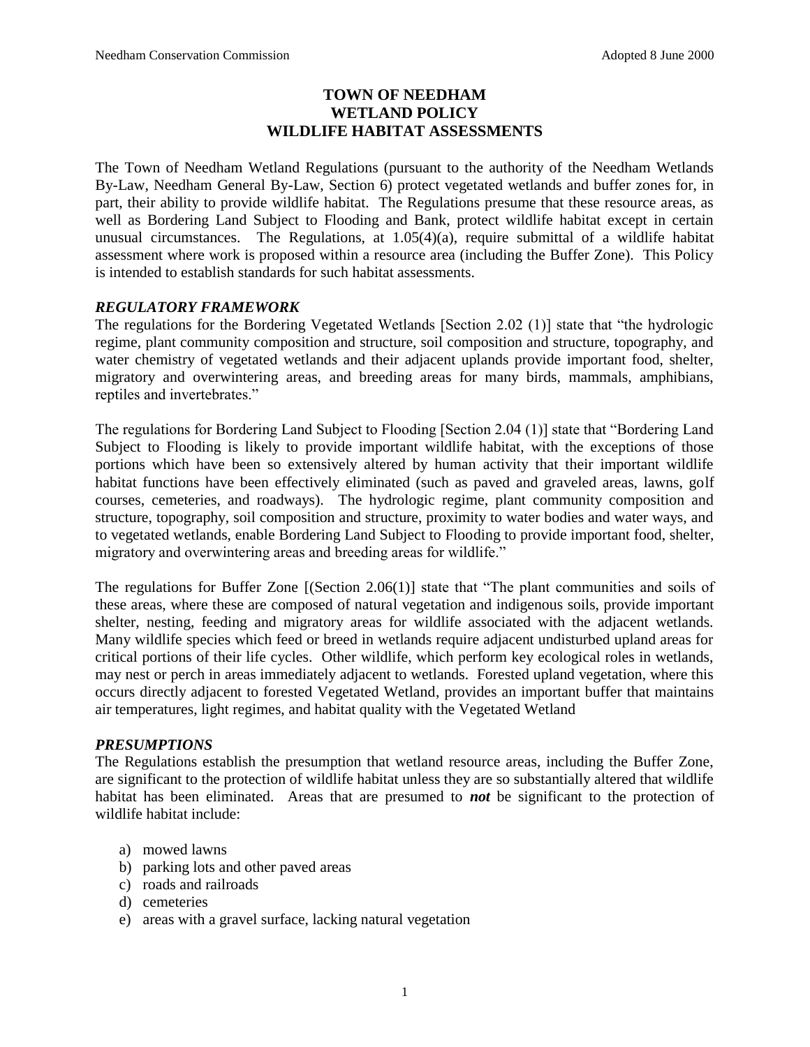# TOWN OF NEEDHAM
# WETLAND POLICY
# WILDLIFE HABITAT ASSESSMENTS

The Town of Needham Wetland Regulations (pursuant to the authority of the Needham Wetlands By-Law, Needham General By-Law, Section 6) protect vegetated wetlands and buffer zones for, in part, their ability to provide wildlife habitat. The Regulations presume that these resource areas, as well as Bordering Land Subject to Flooding and Bank, protect wildlife habitat except in certain unusual circumstances. The Regulations, at 1.05(4)(a), require submittal of a wildlife habitat assessment where work is proposed within a resource area (including the Buffer Zone). This Policy is intended to establish standards for such habitat assessments.

### *REGULATORY FRAMEWORK*

The regulations for the Bordering Vegetated Wetlands [Section 2.02 (1)] state that "the hydrologic regime, plant community composition and structure, soil composition and structure, topography, and water chemistry of vegetated wetlands and their adjacent uplands provide important food, shelter, migratory and overwintering areas, and breeding areas for many birds, mammals, amphibians, reptiles and invertebrates."

The regulations for Bordering Land Subject to Flooding [Section 2.04 (1)] state that "Bordering Land Subject to Flooding is likely to provide important wildlife habitat, with the exceptions of those portions which have been so extensively altered by human activity that their important wildlife habitat functions have been effectively eliminated (such as paved and graveled areas, lawns, golf courses, cemeteries, and roadways). The hydrologic regime, plant community composition and structure, topography, soil composition and structure, proximity to water bodies and water ways, and to vegetated wetlands, enable Bordering Land Subject to Flooding to provide important food, shelter, migratory and overwintering areas and breeding areas for wildlife."

The regulations for Buffer Zone [(Section 2.06(1)] state that "The plant communities and soils of these areas, where these are composed of natural vegetation and indigenous soils, provide important shelter, nesting, feeding and migratory areas for wildlife associated with the adjacent wetlands. Many wildlife species which feed or breed in wetlands require adjacent undisturbed upland areas for critical portions of their life cycles. Other wildlife, which perform key ecological roles in wetlands, may nest or perch in areas immediately adjacent to wetlands. Forested upland vegetation, where this occurs directly adjacent to forested Vegetated Wetland, provides an important buffer that maintains air temperatures, light regimes, and habitat quality with the Vegetated Wetland

### *PRESUMPTIONS*

The Regulations establish the presumption that wetland resource areas, including the Buffer Zone, are significant to the protection of wildlife habitat unless they are so substantially altered that wildlife habitat has been eliminated. Areas that are presumed to ***not*** be significant to the protection of wildlife habitat include:

a) mowed lawns
b) parking lots and other paved areas
c) roads and railroads
d) cemeteries
e) areas with a gravel surface, lacking natural vegetation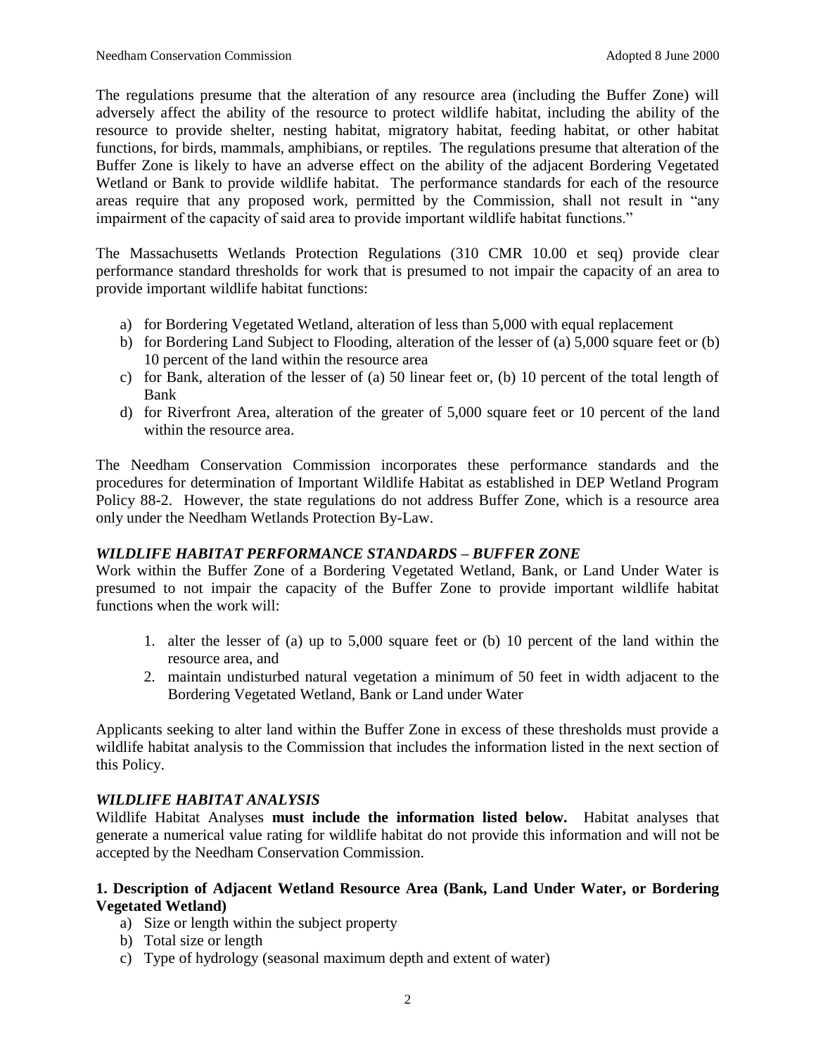The regulations presume that the alteration of any resource area (including the Buffer Zone) will adversely affect the ability of the resource to protect wildlife habitat, including the ability of the resource to provide shelter, nesting habitat, migratory habitat, feeding habitat, or other habitat functions, for birds, mammals, amphibians, or reptiles. The regulations presume that alteration of the Buffer Zone is likely to have an adverse effect on the ability of the adjacent Bordering Vegetated Wetland or Bank to provide wildlife habitat. The performance standards for each of the resource areas require that any proposed work, permitted by the Commission, shall not result in "any impairment of the capacity of said area to provide important wildlife habitat functions."

The Massachusetts Wetlands Protection Regulations (310 CMR 10.00 et seq) provide clear performance standard thresholds for work that is presumed to not impair the capacity of an area to provide important wildlife habitat functions:

a) for Bordering Vegetated Wetland, alteration of less than 5,000 with equal replacement
b) for Bordering Land Subject to Flooding, alteration of the lesser of (a) 5,000 square feet or (b) 10 percent of the land within the resource area
c) for Bank, alteration of the lesser of (a) 50 linear feet or, (b) 10 percent of the total length of Bank
d) for Riverfront Area, alteration of the greater of 5,000 square feet or 10 percent of the land within the resource area.

The Needham Conservation Commission incorporates these performance standards and the procedures for determination of Important Wildlife Habitat as established in DEP Wetland Program Policy 88-2. However, the state regulations do not address Buffer Zone, which is a resource area only under the Needham Wetlands Protection By-Law.

### *WILDLIFE HABITAT PERFORMANCE STANDARDS – BUFFER ZONE*

Work within the Buffer Zone of a Bordering Vegetated Wetland, Bank, or Land Under Water is presumed to not impair the capacity of the Buffer Zone to provide important wildlife habitat functions when the work will:

1. alter the lesser of (a) up to 5,000 square feet or (b) 10 percent of the land within the resource area, and
2. maintain undisturbed natural vegetation a minimum of 50 feet in width adjacent to the Bordering Vegetated Wetland, Bank or Land under Water

Applicants seeking to alter land within the Buffer Zone in excess of these thresholds must provide a wildlife habitat analysis to the Commission that includes the information listed in the next section of this Policy.

### *WILDLIFE HABITAT ANALYSIS*

Wildlife Habitat Analyses **must include the information listed below.** Habitat analyses that generate a numerical value rating for wildlife habitat do not provide this information and will not be accepted by the Needham Conservation Commission.

**1. Description of Adjacent Wetland Resource Area (Bank, Land Under Water, or Bordering Vegetated Wetland)**

a) Size or length within the subject property
b) Total size or length
c) Type of hydrology (seasonal maximum depth and extent of water)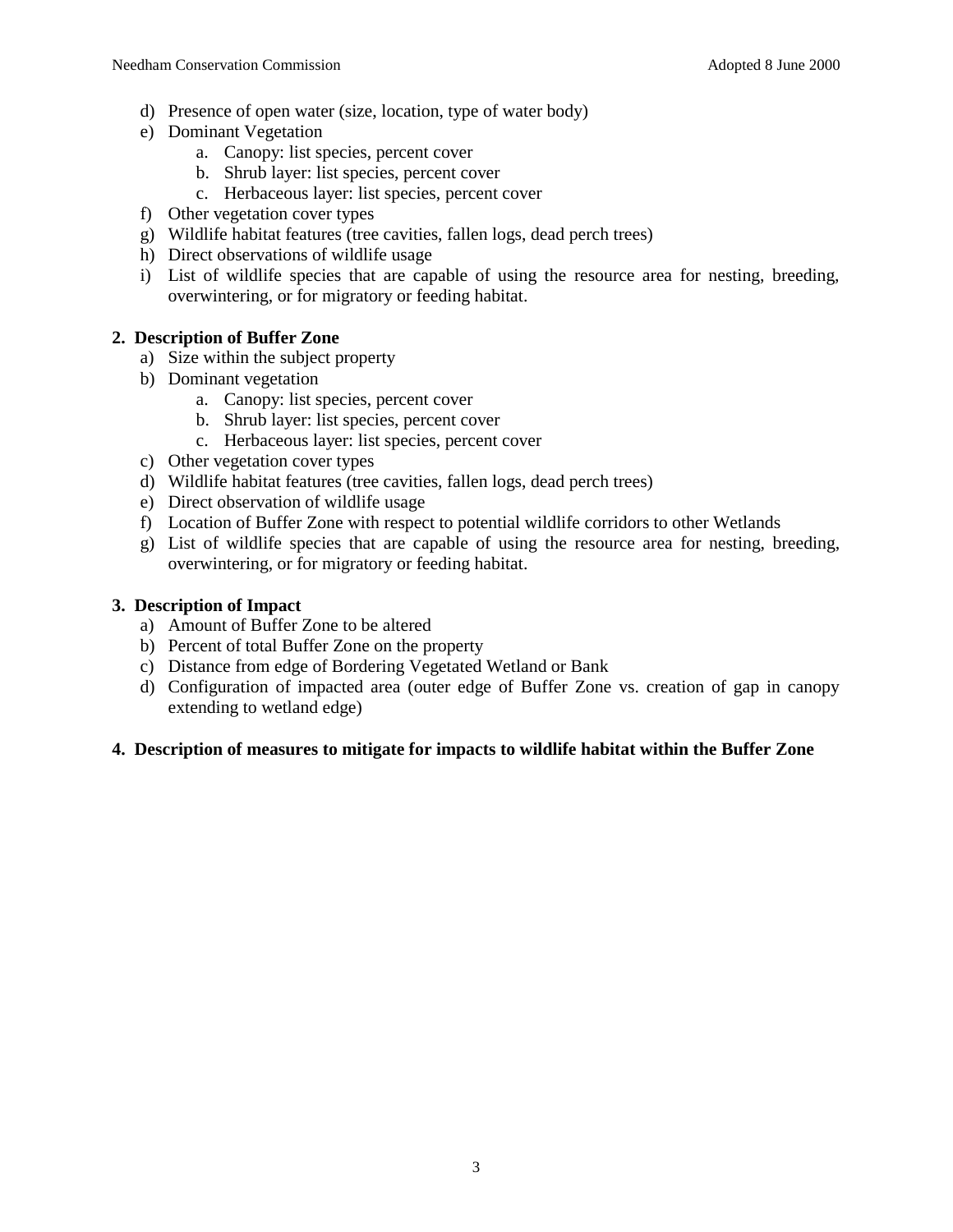d) Presence of open water (size, location, type of water body)
e) Dominant Vegetation
   a. Canopy: list species, percent cover
   b. Shrub layer: list species, percent cover
   c. Herbaceous layer: list species, percent cover
f) Other vegetation cover types
g) Wildlife habitat features (tree cavities, fallen logs, dead perch trees)
h) Direct observations of wildlife usage
i) List of wildlife species that are capable of using the resource area for nesting, breeding, overwintering, or for migratory or feeding habitat.

**2. Description of Buffer Zone**

a) Size within the subject property
b) Dominant vegetation
   a. Canopy: list species, percent cover
   b. Shrub layer: list species, percent cover
   c. Herbaceous layer: list species, percent cover
c) Other vegetation cover types
d) Wildlife habitat features (tree cavities, fallen logs, dead perch trees)
e) Direct observation of wildlife usage
f) Location of Buffer Zone with respect to potential wildlife corridors to other Wetlands
g) List of wildlife species that are capable of using the resource area for nesting, breeding, overwintering, or for migratory or feeding habitat.

**3. Description of Impact**

a) Amount of Buffer Zone to be altered
b) Percent of total Buffer Zone on the property
c) Distance from edge of Bordering Vegetated Wetland or Bank
d) Configuration of impacted area (outer edge of Buffer Zone vs. creation of gap in canopy extending to wetland edge)

**4. Description of measures to mitigate for impacts to wildlife habitat within the Buffer Zone**